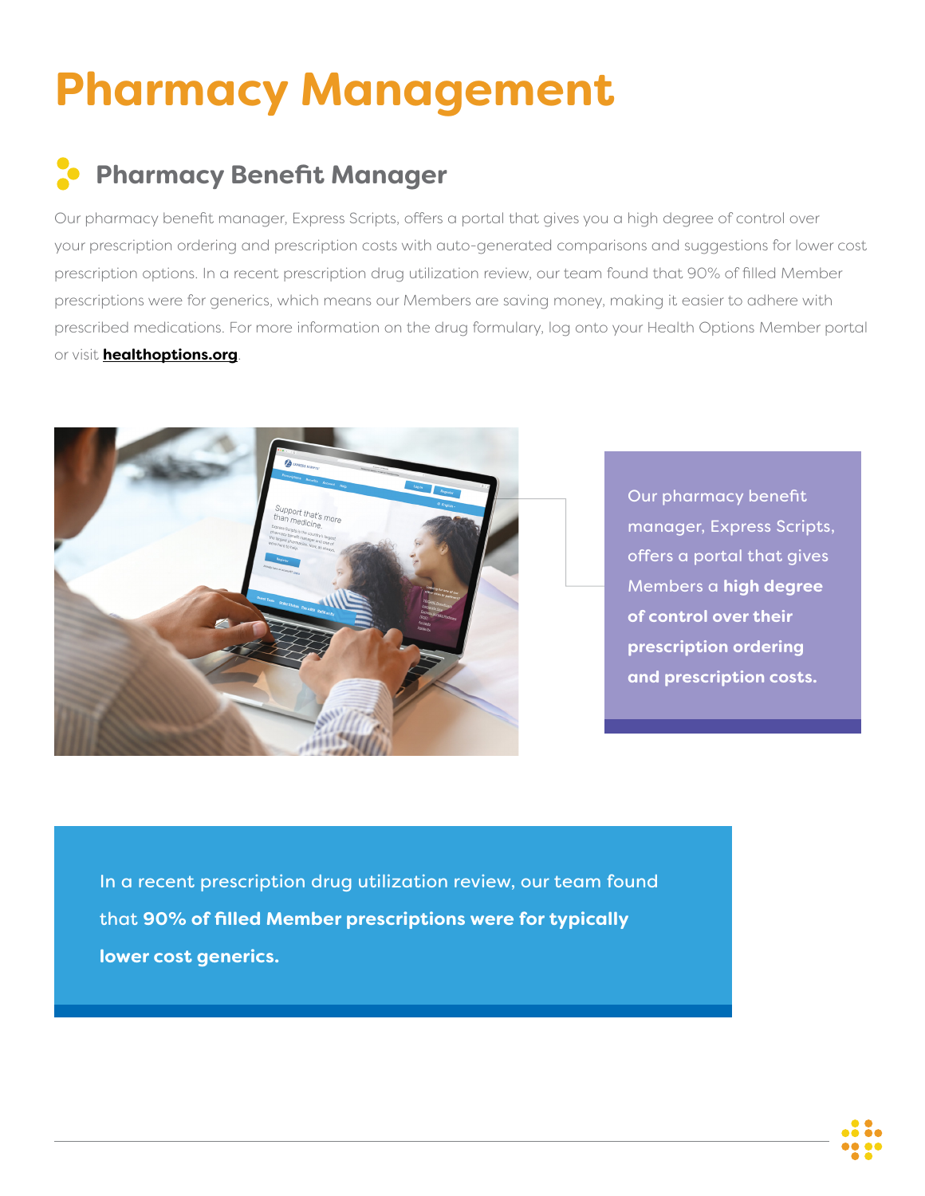# Pharmacy Management

## Pharmacy Benefit Manager

Our pharmacy benefit manager, Express Scripts, offers a portal that gives you a high degree of control over your prescription ordering and prescription costs with auto-generated comparisons and suggestions for lower cost prescription options. In a recent prescription drug utilization review, our team found that 90% of filled Member prescriptions were for generics, which means our Members are saving money, making it easier to adhere with prescribed medications. For more information on the drug formulary, log onto your Health Options Member portal or visit **healthoptions.org**.

Our pharmacy benefit manager, Express Scripts, offers a portal that gives Members a **high degree of control over their prescription ordering and prescription costs.**

In a recent prescription drug utilization review, our team found that **90% of filled Member prescriptions were for typically lower cost generics.**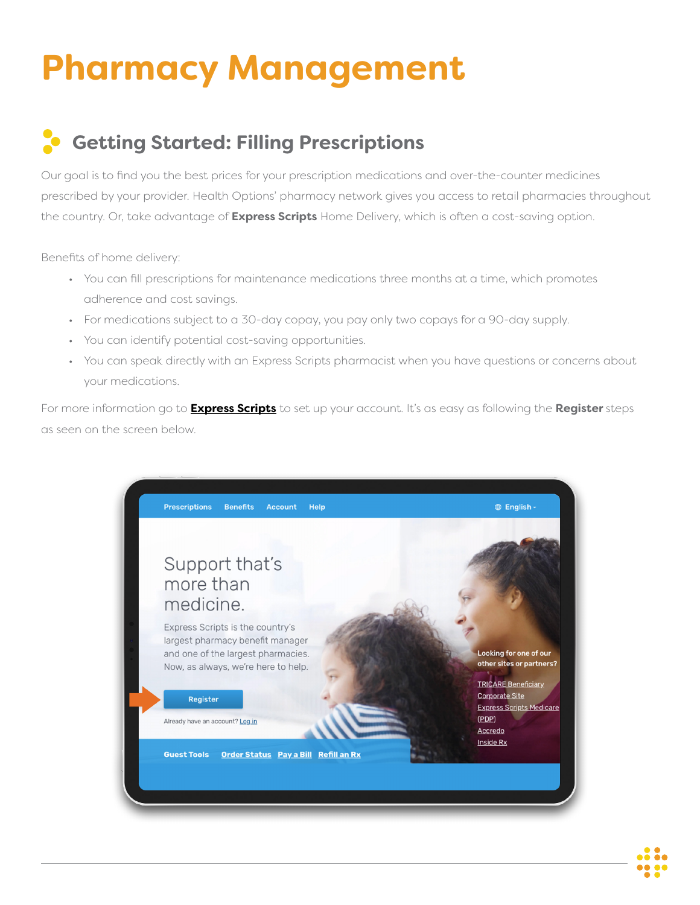# Pharmacy Management

## Getting Started: Filling Prescriptions

Our goal is to find you the best prices for your prescription medications and over-the-counter medicines prescribed by your provider. Health Options' pharmacy network gives you access to retail pharmacies throughout the country. Or, take advantage of **Express Scripts** Home Delivery, which is often a cost-saving option.

Benefits of home delivery:

- You can fill prescriptions for maintenance medications three months at a time, which promotes adherence and cost savings.
- For medications subject to a 30-day copay, you pay only two copays for a 90-day supply.
- You can identify potential cost-saving opportunities.
- You can speak directly with an Express Scripts pharmacist when you have questions or concerns about your medications.

For more information go to **Express Scripts** to set up your account. It's as easy as following the **Register** steps as seen on the screen below.

Prescriptions Benefits Account Help English

Support that's more than medicine.

Express Scripts is the country's largest pharmacy benefit manager and one of the largest pharmacies. Now, as always, we're here to help.

Register

Already have an account? Log in

Looking for one of our other sites or partners?

TRICARE Beneficiary
Corporate Site
Express Scripts Medicare (PDP)
Accredo
Inside Rx

Guest Tools Order Status Pay a Bill Refill an Rx